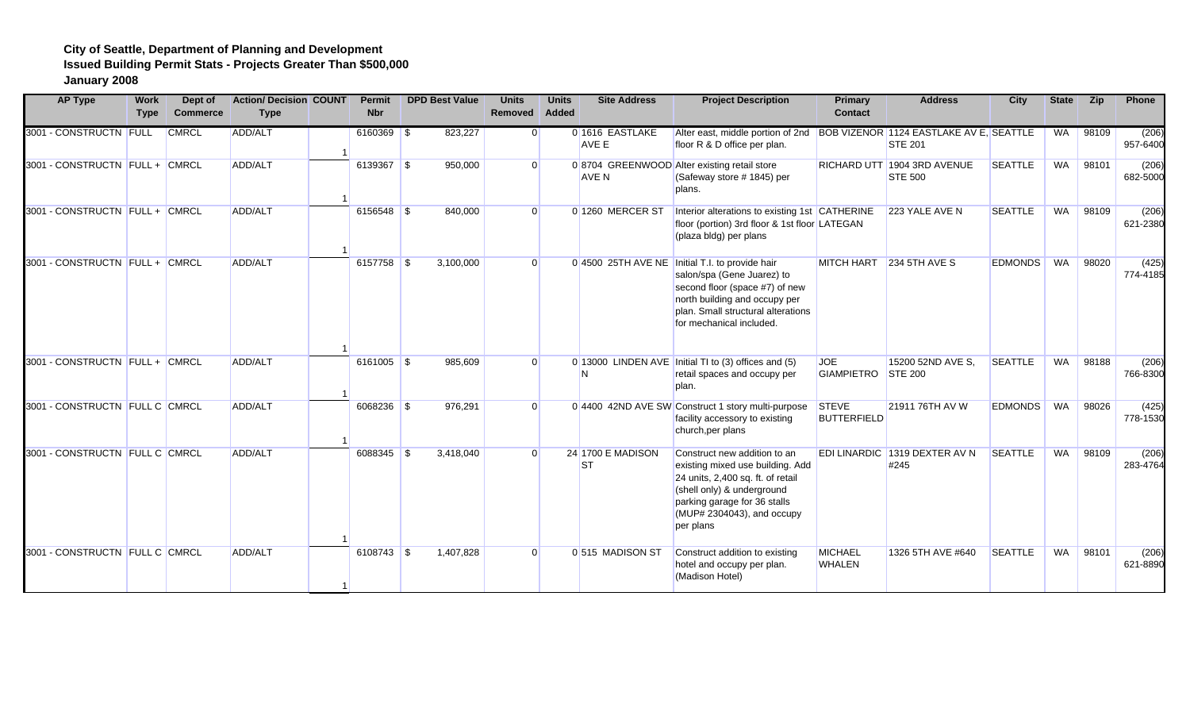**City of Seattle, Department of Planning and Development**
**Issued Building Permit Stats - Projects Greater Than $500,000**
**January 2008**

| AP Type | Work Type | Dept of Commerce | Action/ Decision Type | COUNT | Permit Nbr | DPD Best Value | Units Removed | Units Added | Site Address | Project Description | Primary Contact | Address | City | State | Zip | Phone |
|---|---|---|---|---|---|---|---|---|---|---|---|---|---|---|---|---|
| 3001 - CONSTRUCTN | FULL | CMRCL | ADD/ALT | 1 | 6160369 | $ 823,227 | 0 | 0 | 1616 EASTLAKE AVE E | Alter east, middle portion of 2nd floor R & D office per plan. | BOB VIZENOR | 1124 EASTLAKE AV E, STE 201 | SEATTLE | WA | 98109 | (206) 957-6400 |
| 3001 - CONSTRUCTN | FULL + | CMRCL | ADD/ALT | 1 | 6139367 | $ 950,000 | 0 | 0 | 8704 GREENWOOD AVE N | Alter existing retail store (Safeway store # 1845) per plans. | RICHARD UTT | 1904 3RD AVENUE STE 500 | SEATTLE | WA | 98101 | (206) 682-5000 |
| 3001 - CONSTRUCTN | FULL + | CMRCL | ADD/ALT | 1 | 6156548 | $ 840,000 | 0 | 0 | 1260 MERCER ST | Interior alterations to existing 1st floor (portion) 3rd floor & 1st floor (plaza bldg) per plans | CATHERINE LATEGAN | 223 YALE AVE N | SEATTLE | WA | 98109 | (206) 621-2380 |
| 3001 - CONSTRUCTN | FULL + | CMRCL | ADD/ALT | 1 | 6157758 | $ 3,100,000 | 0 | 0 | 4500 25TH AVE NE | Initial T.I. to provide hair salon/spa (Gene Juarez) to second floor (space #7) of new north building and occupy per plan. Small structural alterations for mechanical included. | MITCH HART | 234 5TH AVE S | EDMONDS | WA | 98020 | (425) 774-4185 |
| 3001 - CONSTRUCTN | FULL + | CMRCL | ADD/ALT | 1 | 6161005 | $ 985,609 | 0 | 0 | 13000 LINDEN AVE N | Initial TI to (3) offices and (5) retail spaces and occupy per plan. | JOE GIAMPIETRO | 15200 52ND AVE S, STE 200 | SEATTLE | WA | 98188 | (206) 766-8300 |
| 3001 - CONSTRUCTN | FULL C | CMRCL | ADD/ALT | 1 | 6068236 | $ 976,291 | 0 | 0 | 4400 42ND AVE SW | Construct 1 story multi-purpose facility accessory to existing church,per plans | STEVE BUTTERFIELD | 21911 76TH AV W | EDMONDS | WA | 98026 | (425) 778-1530 |
| 3001 - CONSTRUCTN | FULL C | CMRCL | ADD/ALT | 1 | 6088345 | $ 3,418,040 | 0 | 24 | 1700 E MADISON ST | Construct new addition to an existing mixed use building. Add 24 units, 2,400 sq. ft. of retail (shell only) & underground parking garage for 36 stalls (MUP# 2304043), and occupy per plans | EDI LINARDIC | 1319 DEXTER AV N #245 | SEATTLE | WA | 98109 | (206) 283-4764 |
| 3001 - CONSTRUCTN | FULL C | CMRCL | ADD/ALT | 1 | 6108743 | $ 1,407,828 | 0 | 0 | 515 MADISON ST | Construct addition to existing hotel and occupy per plan. (Madison Hotel) | MICHAEL WHALEN | 1326 5TH AVE #640 | SEATTLE | WA | 98101 | (206) 621-8890 |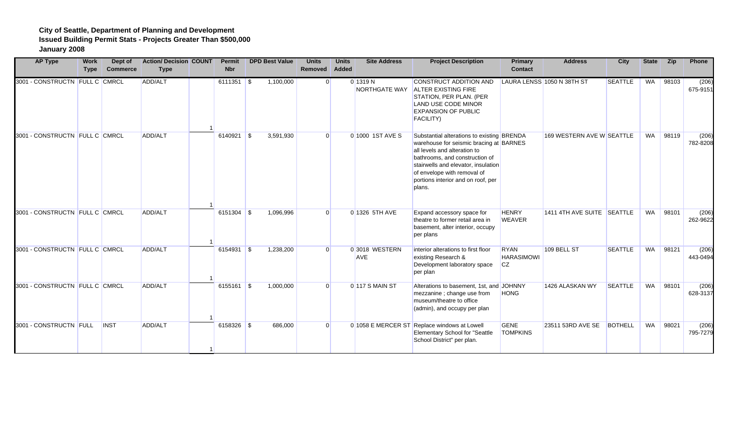**City of Seattle, Department of Planning and Development**
**Issued Building Permit Stats - Projects Greater Than $500,000**
**January 2008**

| AP Type | Work Type | Dept of Commerce | Action/ Decision Type | COUNT | Permit Nbr | DPD Best Value | Units Removed | Units Added | Site Address | Project Description | Primary Contact | Address | City | State | Zip | Phone |
|---|---|---|---|---|---|---|---|---|---|---|---|---|---|---|---|---|
| 3001 - CONSTRUCTN | FULL C | CMRCL | ADD/ALT | 1 | 6111351 | $ 1,100,000 | 0 | 0 | 1319 N NORTHGATE WAY | CONSTRUCT ADDITION AND ALTER EXISTING FIRE STATION, PER PLAN. (PER LAND USE CODE MINOR EXPANSION OF PUBLIC FACILITY) | LAURA LENSS | 1050 N 38TH ST | SEATTLE | WA | 98103 | (206) 675-9151 |
| 3001 - CONSTRUCTN | FULL C | CMRCL | ADD/ALT | 1 | 6140921 | $ 3,591,930 | 0 | 0 | 1000 1ST AVE S | Substantial alterations to existing warehouse for seismic bracing at all levels and alteration to bathrooms, and construction of stairwells and elevator, insulation of envelope with removal of portions interior and on roof, per plans. | BRENDA BARNES | 169 WESTERN AVE W | SEATTLE | WA | 98119 | (206) 782-8208 |
| 3001 - CONSTRUCTN | FULL C | CMRCL | ADD/ALT | 1 | 6151304 | $ 1,096,996 | 0 | 0 | 1326 5TH AVE | Expand accessory space for theatre to former retail area in basement, alter interior, occupy per plans | HENRY WEAVER | 1411 4TH AVE SUITE | SEATTLE | WA | 98101 | (206) 262-9622 |
| 3001 - CONSTRUCTN | FULL C | CMRCL | ADD/ALT | 1 | 6154931 | $ 1,238,200 | 0 | 0 | 3018 WESTERN AVE | interior alterations to first floor existing Research & Development laboratory space per plan | RYAN HARASIMOWICZ | 109 BELL ST | SEATTLE | WA | 98121 | (206) 443-0494 |
| 3001 - CONSTRUCTN | FULL C | CMRCL | ADD/ALT | 1 | 6155161 | $ 1,000,000 | 0 | 0 | 117 S MAIN ST | Alterations to basement, 1st, and mezzanine ; change use from museum/theatre to office (admin), and occupy per plan | JOHNNY HONG | 1426 ALASKAN WY | SEATTLE | WA | 98101 | (206) 628-3137 |
| 3001 - CONSTRUCTN | FULL | INST | ADD/ALT | 1 | 6158326 | $ 686,000 | 0 | 0 | 1058 E MERCER ST | Replace windows at Lowell Elementary School for "Seattle School District" per plan. | GENE TOMPKINS | 23511 53RD AVE SE | BOTHELL | WA | 98021 | (206) 795-7279 |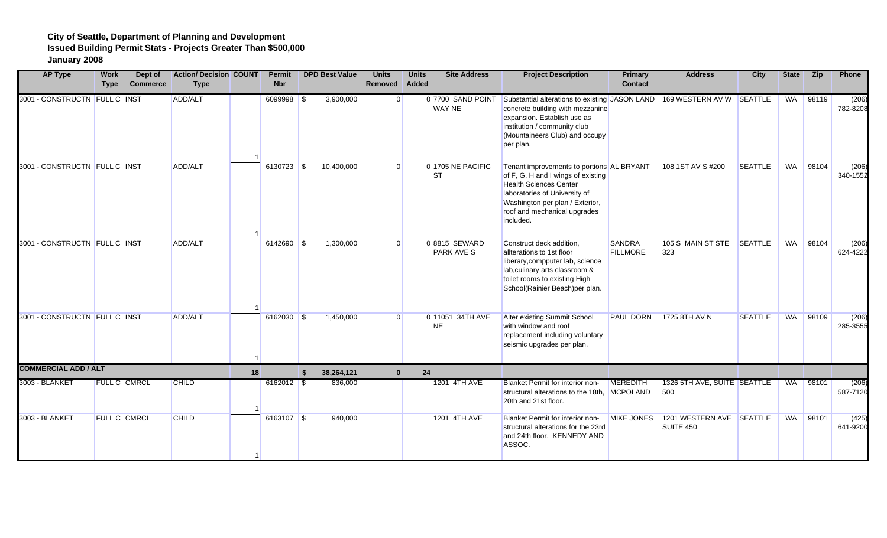**City of Seattle, Department of Planning and Development**
**Issued Building Permit Stats - Projects Greater Than $500,000**
**January 2008**

| AP Type | Work Type | Dept of Commerce | Action/ Decision Type | COUNT | Permit Nbr | DPD Best Value | Units Removed | Units Added | Site Address | Project Description | Primary Contact | Address | City | State | Zip | Phone |
|---|---|---|---|---|---|---|---|---|---|---|---|---|---|---|---|---|
| 3001 - CONSTRUCTN | FULL C | INST | ADD/ALT | 1 | 6099998 | $ 3,900,000 | 0 | 0 | 7700 SAND POINT WAY NE | Substantial alterations to existing concrete building with mezzanine expansion. Establish use as institution / community club (Mountaineers Club) and occupy per plan. | JASON LAND | 169 WESTERN AV W | SEATTLE | WA | 98119 | (206) 782-8208 |
| 3001 - CONSTRUCTN | FULL C | INST | ADD/ALT | 1 | 6130723 | $ 10,400,000 | 0 | 0 | 1705 NE PACIFIC ST | Tenant improvements to portions of F, G, H and I wings of existing Health Sciences Center laboratories of University of Washington per plan / Exterior, roof and mechanical upgrades included. | AL BRYANT | 108 1ST AV S #200 | SEATTLE | WA | 98104 | (206) 340-1552 |
| 3001 - CONSTRUCTN | FULL C | INST | ADD/ALT | 1 | 6142690 | $ 1,300,000 | 0 | 0 | 8815 SEWARD PARK AVE S | Construct deck addition, allterations to 1st floor liberary,compputer lab, science lab,culinary arts classroom & toilet rooms to existing High School(Rainier Beach)per plan. | SANDRA FILLMORE | 105 S MAIN ST STE 323 | SEATTLE | WA | 98104 | (206) 624-4222 |
| 3001 - CONSTRUCTN | FULL C | INST | ADD/ALT | 1 | 6162030 | $ 1,450,000 | 0 | 0 | 11051 34TH AVE NE | Alter existing Summit School with window and roof replacement including voluntary seismic upgrades per plan. | PAUL DORN | 1725 8TH AV N | SEATTLE | WA | 98109 | (206) 285-3555 |
| **COMMERCIAL ADD / ALT** | | | | **18** | | **$ 38,264,121** | **0** | **24** | | | | | | | | |
| 3003 - BLANKET | FULL C | CMRCL | CHILD | 1 | 6162012 | $ 836,000 | | | 1201 4TH AVE | Blanket Permit for interior non-structural alterations to the 18th, 20th and 21st floor. | MEREDITH MCPOLAND | 1326 5TH AVE, SUITE 500 | SEATTLE | WA | 98101 | (206) 587-7120 |
| 3003 - BLANKET | FULL C | CMRCL | CHILD | 1 | 6163107 | $ 940,000 | | | 1201 4TH AVE | Blanket Permit for interior non-structural alterations for the 23rd and 24th floor. KENNEDY AND ASSOC. | MIKE JONES | 1201 WESTERN AVE SUITE 450 | SEATTLE | WA | 98101 | (425) 641-9200 |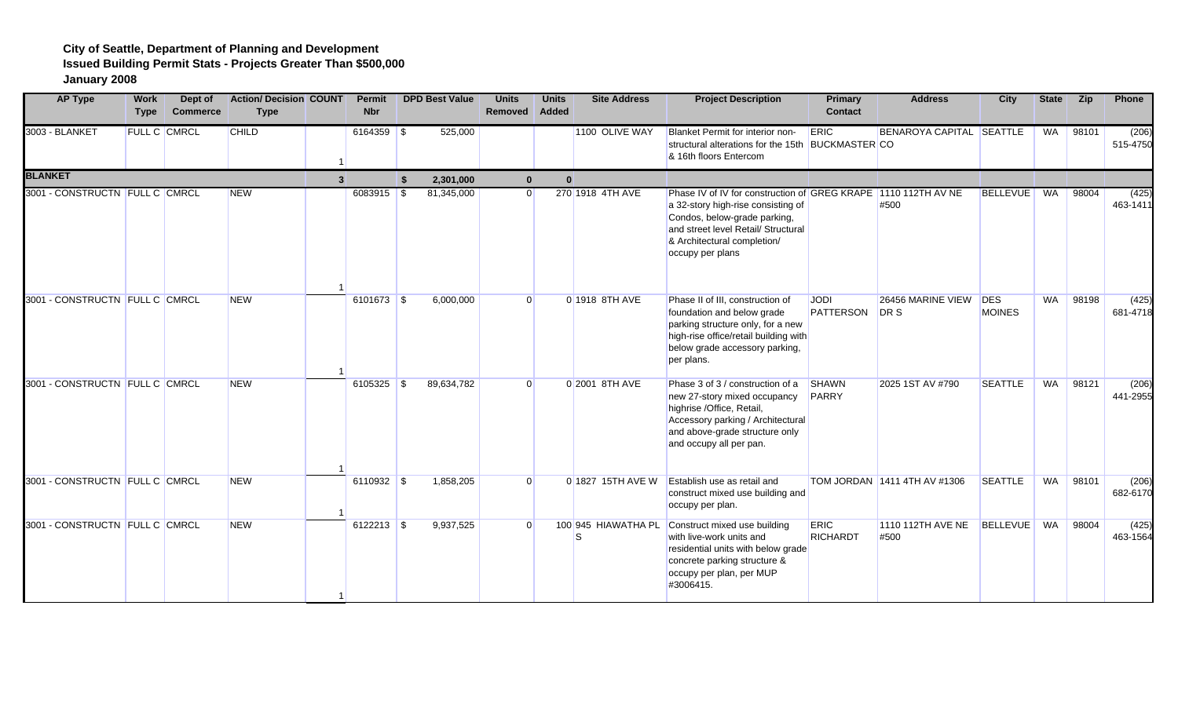**City of Seattle, Department of Planning and Development**
**Issued Building Permit Stats - Projects Greater Than $500,000**
**January 2008**

| AP Type | Work Type | Dept of Commerce | Action/ Decision Type | COUNT | Permit Nbr | DPD Best Value | Units Removed | Units Added | Site Address | Project Description | Primary Contact | Address | City | State | Zip | Phone |
|---|---|---|---|---|---|---|---|---|---|---|---|---|---|---|---|---|
| 3003 - BLANKET | FULL C | CMRCL | CHILD | 1 | 6164359 | $ 525,000 | | | 1100 OLIVE WAY | Blanket Permit for interior non-structural alterations for the 15th & 16th floors Entercom | ERIC BUCKMASTER | BENAROYA CAPITAL CO | SEATTLE | WA | 98101 | (206) 515-4750 |
| **BLANKET** | | | | **3** | | **$ 2,301,000** | **0** | **0** | | | | | | | | |
| 3001 - CONSTRUCTN | FULL C | CMRCL | NEW | 1 | 6083915 | $ 81,345,000 | 0 | 270 | 1918 4TH AVE | Phase IV of IV for construction of a 32-story high-rise consisting of Condos, below-grade parking, and street level Retail/ Structural & Architectural completion/ occupy per plans | GREG KRAPE | 1110 112TH AV NE #500 | BELLEVUE | WA | 98004 | (425) 463-1411 |
| 3001 - CONSTRUCTN | FULL C | CMRCL | NEW | 1 | 6101673 | $ 6,000,000 | 0 | 0 | 1918 8TH AVE | Phase II of III, construction of foundation and below grade parking structure only, for a new high-rise office/retail building with below grade accessory parking, per plans. | JODI PATTERSON | 26456 MARINE VIEW DR S | DES MOINES | WA | 98198 | (425) 681-4718 |
| 3001 - CONSTRUCTN | FULL C | CMRCL | NEW | 1 | 6105325 | $ 89,634,782 | 0 | 0 | 2001 8TH AVE | Phase 3 of 3 / construction of a new 27-story mixed occupancy highrise /Office, Retail, Accessory parking / Architectural and above-grade structure only and occupy all per pan. | SHAWN PARRY | 2025 1ST AV #790 | SEATTLE | WA | 98121 | (206) 441-2955 |
| 3001 - CONSTRUCTN | FULL C | CMRCL | NEW | 1 | 6110932 | $ 1,858,205 | 0 | 0 | 1827 15TH AVE W | Establish use as retail and construct mixed use building and occupy per plan. | TOM JORDAN | 1411 4TH AV #1306 | SEATTLE | WA | 98101 | (206) 682-6170 |
| 3001 - CONSTRUCTN | FULL C | CMRCL | NEW | 1 | 6122213 | $ 9,937,525 | 0 | 100 | 945 HIAWATHA PL S | Construct mixed use building with live-work units and residential units with below grade concrete parking structure & occupy per plan, per MUP #3006415. | ERIC RICHARDT | 1110 112TH AVE NE #500 | BELLEVUE | WA | 98004 | (425) 463-1564 |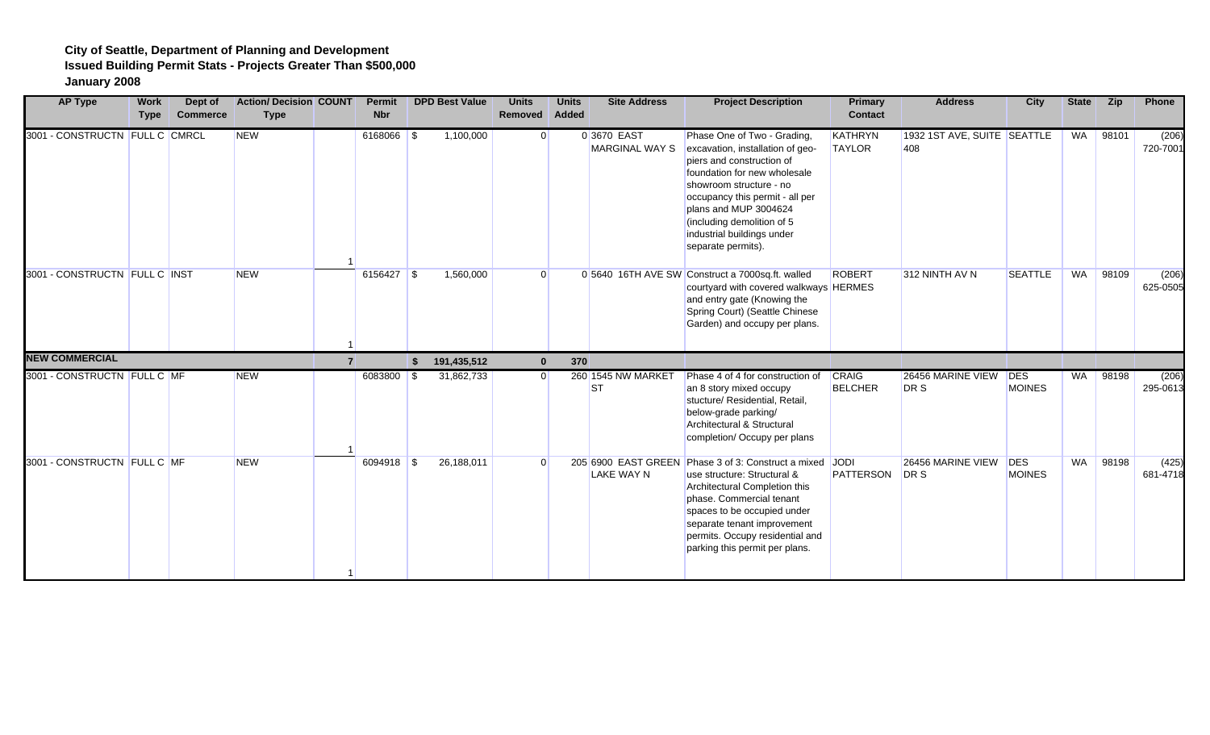**City of Seattle, Department of Planning and Development**
**Issued Building Permit Stats - Projects Greater Than $500,000**
**January 2008**

| AP Type | Work Type | Dept of Commerce | Action/ Decision Type | COUNT | Permit Nbr | DPD Best Value | Units Removed | Units Added | Site Address | Project Description | Primary Contact | Address | City | State | Zip | Phone |
|---|---|---|---|---|---|---|---|---|---|---|---|---|---|---|---|---|
| 3001 - CONSTRUCTN | FULL C | CMRCL | NEW | 1 | 6168066 | $ 1,100,000 | 0 | 0 | 3670 EAST MARGINAL WAY S | Phase One of Two - Grading, excavation, installation of geo-piers and construction of foundation for new wholesale showroom structure - no occupancy this permit - all per plans and MUP 3004624 (including demolition of 5 industrial buildings under separate permits). | KATHRYN TAYLOR | 1932 1ST AVE, SUITE 408 | SEATTLE | WA | 98101 | (206) 720-7001 |
| 3001 - CONSTRUCTN | FULL C | INST | NEW | 1 | 6156427 | $ 1,560,000 | 0 | 0 | 5640 16TH AVE SW | Construct a 7000sq.ft. walled courtyard with covered walkways and entry gate (Knowing the Spring Court) (Seattle Chinese Garden) and occupy per plans. | ROBERT HERMES | 312 NINTH AV N | SEATTLE | WA | 98109 | (206) 625-0505 |
| **NEW COMMERCIAL** | | | | **7** | | **$ 191,435,512** | **0** | **370** | | | | | | | | |
| 3001 - CONSTRUCTN | FULL C | MF | NEW | 1 | 6083800 | $ 31,862,733 | 0 | 260 | 1545 NW MARKET ST | Phase 4 of 4 for construction of an 8 story mixed occupy stucture/ Residential, Retail, below-grade parking/ Architectural & Structural completion/ Occupy per plans | CRAIG BELCHER | 26456 MARINE VIEW DR S | DES MOINES | WA | 98198 | (206) 295-0613 |
| 3001 - CONSTRUCTN | FULL C | MF | NEW | 1 | 6094918 | $ 26,188,011 | 0 | 205 | 6900 EAST GREEN LAKE WAY N | Phase 3 of 3: Construct a mixed use structure: Structural & Architectural Completion this phase. Commercial tenant spaces to be occupied under separate tenant improvement permits. Occupy residential and parking this permit per plans. | JODI PATTERSON | 26456 MARINE VIEW DR S | DES MOINES | WA | 98198 | (425) 681-4718 |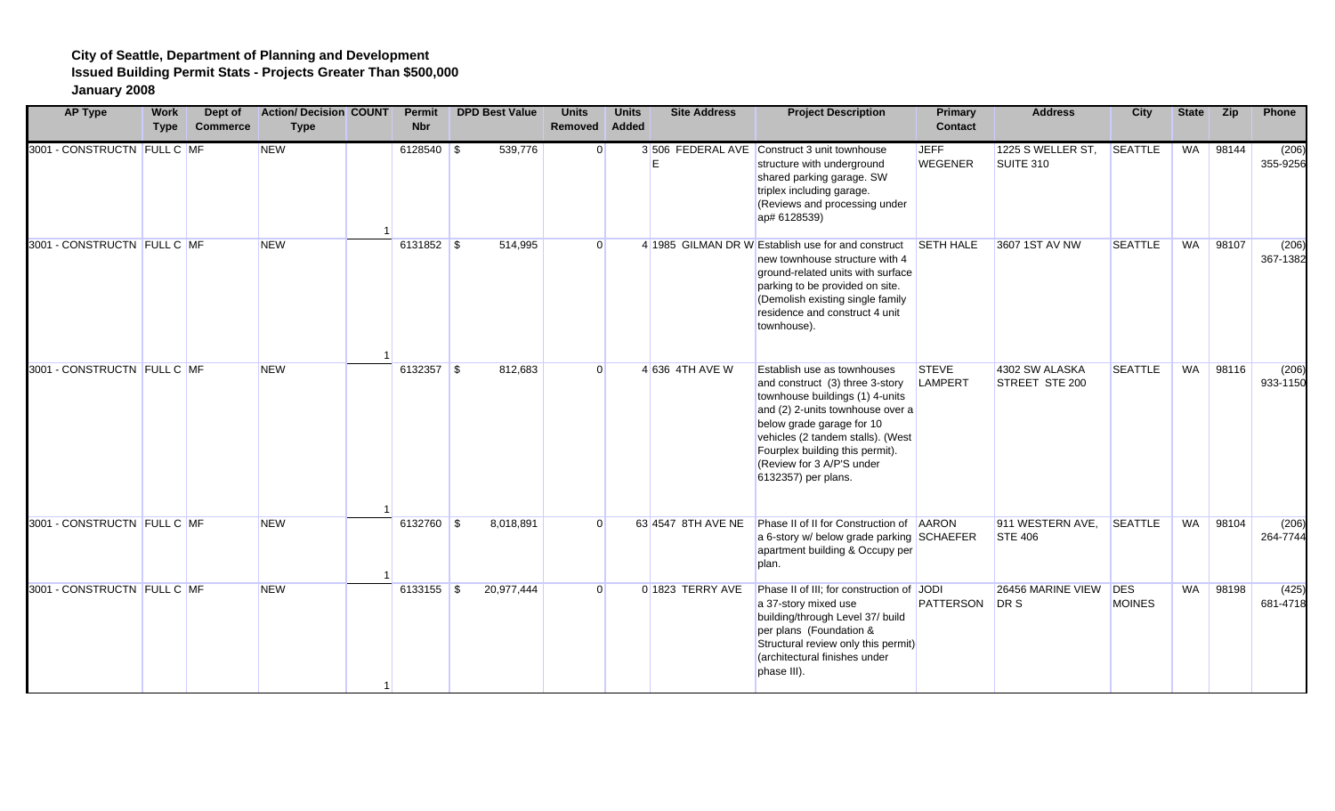**City of Seattle, Department of Planning and Development**
**Issued Building Permit Stats - Projects Greater Than $500,000**
**January 2008**

| AP Type | Work Type | Dept of Commerce | Action/ Decision Type | COUNT | Permit Nbr | DPD Best Value | Units Removed | Units Added | Site Address | Project Description | Primary Contact | Address | City | State | Zip | Phone |
|---|---|---|---|---|---|---|---|---|---|---|---|---|---|---|---|---|
| 3001 - CONSTRUCTN | FULL C | MF | NEW | 1 | 6128540 | $ 539,776 | 0 | 3 | 506 FEDERAL AVE E | Construct 3 unit townhouse structure with underground shared parking garage. SW triplex including garage. (Reviews and processing under ap# 6128539) | JEFF WEGENER | 1225 S WELLER ST, SUITE 310 | SEATTLE | WA | 98144 | (206) 355-9256 |
| 3001 - CONSTRUCTN | FULL C | MF | NEW | 1 | 6131852 | $ 514,995 | 0 | 4 | 1985 GILMAN DR W | Establish use for and construct new townhouse structure with 4 ground-related units with surface parking to be provided on site. (Demolish existing single family residence and construct 4 unit townhouse). | SETH HALE | 3607 1ST AV NW | SEATTLE | WA | 98107 | (206) 367-1382 |
| 3001 - CONSTRUCTN | FULL C | MF | NEW | 1 | 6132357 | $ 812,683 | 0 | 4 | 636 4TH AVE W | Establish use as townhouses and construct (3) three 3-story townhouse buildings (1) 4-units and (2) 2-units townhouse over a below grade garage for 10 vehicles (2 tandem stalls). (West Fourplex building this permit). (Review for 3 A/P'S under 6132357) per plans. | STEVE LAMPERT | 4302 SW ALASKA STREET STE 200 | SEATTLE | WA | 98116 | (206) 933-1150 |
| 3001 - CONSTRUCTN | FULL C | MF | NEW | 1 | 6132760 | $ 8,018,891 | 0 | 63 | 4547 8TH AVE NE | Phase II of II for Construction of a 6-story w/ below grade parking apartment building & Occupy per plan. | AARON SCHAEFER | 911 WESTERN AVE, STE 406 | SEATTLE | WA | 98104 | (206) 264-7744 |
| 3001 - CONSTRUCTN | FULL C | MF | NEW | 1 | 6133155 | $ 20,977,444 | 0 | 0 | 1823 TERRY AVE | Phase II of III; for construction of a 37-story mixed use building/through Level 37/ build per plans (Foundation & Structural review only this permit) (architectural finishes under phase III). | JODI PATTERSON | 26456 MARINE VIEW DR S | DES MOINES | WA | 98198 | (425) 681-4718 |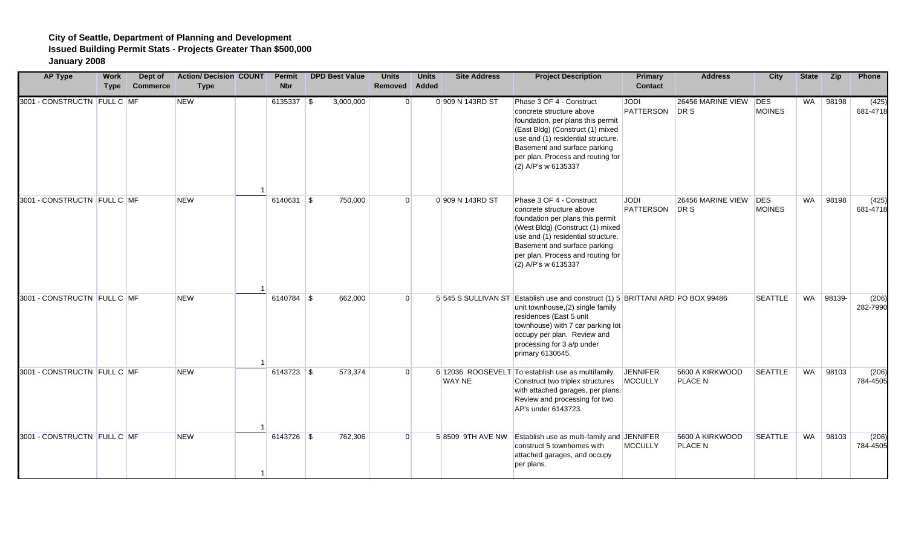**City of Seattle, Department of Planning and Development**
**Issued Building Permit Stats - Projects Greater Than $500,000**
**January 2008**

| AP Type | Work Type | Dept of Commerce | Action/ Decision Type | COUNT | Permit Nbr | DPD Best Value | Units Removed | Units Added | Site Address | Project Description | Primary Contact | Address | City | State | Zip | Phone |
|---|---|---|---|---|---|---|---|---|---|---|---|---|---|---|---|---|
| 3001 - CONSTRUCTN | FULL C | MF | NEW | 1 | 6135337 | $ 3,000,000 | 0 | 0 | 909 N 143RD ST | Phase 3 OF 4 - Construct concrete structure above foundation, per plans this permit (East Bldg) (Construct (1) mixed use and (1) residential structure. Basement and surface parking per plan. Process and routing for (2) A/P's w 6135337 | JODI PATTERSON | 26456 MARINE VIEW DR S | DES MOINES | WA | 98198 | (425) 681-4718 |
| 3001 - CONSTRUCTN | FULL C | MF | NEW | 1 | 6140631 | $ 750,000 | 0 | 0 | 909 N 143RD ST | Phase 3 OF 4 - Construct concrete structure above foundation per plans this permit (West Bldg) (Construct (1) mixed use and (1) residential structure. Basement and surface parking per plan. Process and routing for (2) A/P's w 6135337 | JODI PATTERSON | 26456 MARINE VIEW DR S | DES MOINES | WA | 98198 | (425) 681-4718 |
| 3001 - CONSTRUCTN | FULL C | MF | NEW | 1 | 6140784 | $ 662,000 | 0 | 5 | 545 S SULLIVAN ST | Establish use and construct (1) 5 unit townhouse,(2) single family residences (East 5 unit townhouse) with 7 car parking lot occupy per plan. Review and processing for 3 a/p under primary 6130645. | BRITTANI ARD | PO BOX 99486 | SEATTLE | WA | 98139- | (206) 282-7990 |
| 3001 - CONSTRUCTN | FULL C | MF | NEW | 1 | 6143723 | $ 573,374 | 0 | 6 | 12036 ROOSEVELT WAY NE | To establish use as multifamily. Construct two triplex structures with attached garages, per plans. Review and processing for two AP's under 6143723. | JENNIFER MCCULLY | 5600 A KIRKWOOD PLACE N | SEATTLE | WA | 98103 | (206) 784-4505 |
| 3001 - CONSTRUCTN | FULL C | MF | NEW | 1 | 6143726 | $ 762,306 | 0 | 5 | 8509 9TH AVE NW | Establish use as multi-family and construct 5 townhomes with attached garages, and occupy per plans. | JENNIFER MCCULLY | 5600 A KIRKWOOD PLACE N | SEATTLE | WA | 98103 | (206) 784-4505 |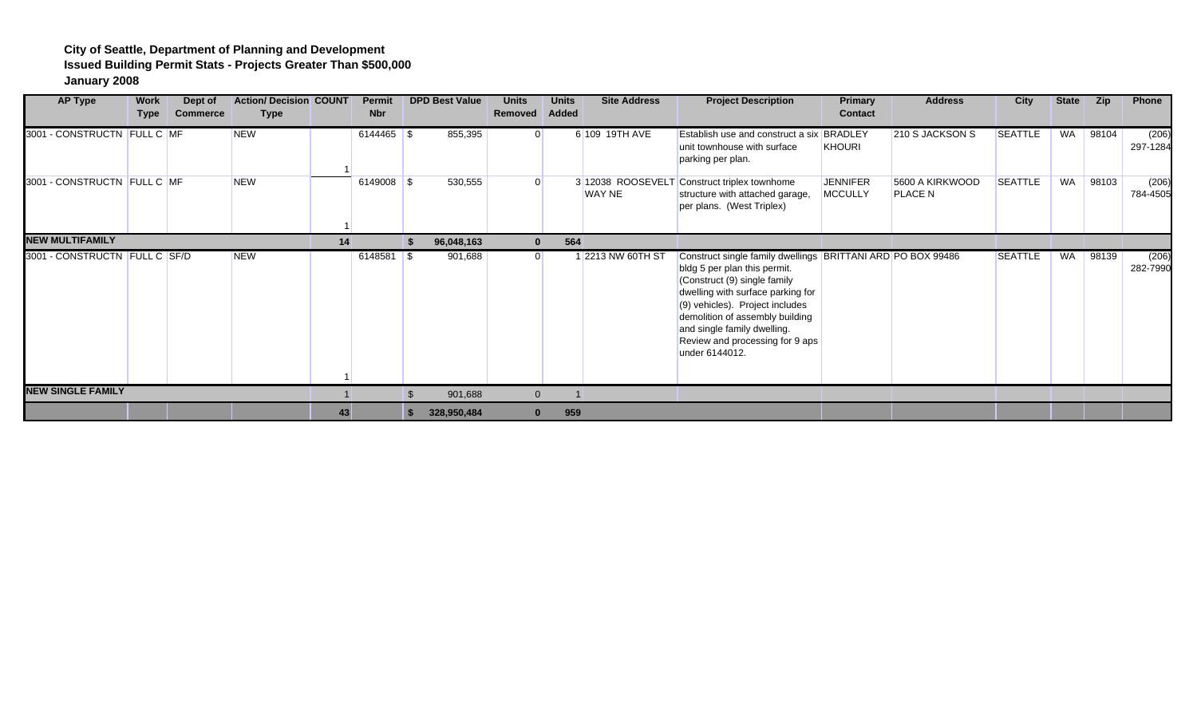**City of Seattle, Department of Planning and Development**
**Issued Building Permit Stats - Projects Greater Than $500,000**
**January 2008**

| AP Type | Work Type | Dept of Commerce | Action/ Decision Type | COUNT | Permit Nbr | DPD Best Value | Units Removed | Units Added | Site Address | Project Description | Primary Contact | Address | City | State | Zip | Phone |
|---|---|---|---|---|---|---|---|---|---|---|---|---|---|---|---|---|
| 3001 - CONSTRUCTN | FULL C | MF | NEW | 1 | 6144465 | $ 855,395 | 0 | 6 | 109 19TH AVE | Establish use and construct a six unit townhouse with surface parking per plan. | BRADLEY KHOURI | 210 S JACKSON S | SEATTLE | WA | 98104 | (206) 297-1284 |
| 3001 - CONSTRUCTN | FULL C | MF | NEW | 1 | 6149008 | $ 530,555 | 0 | 3 | 12038 ROOSEVELT WAY NE | Construct triplex townhome structure with attached garage, per plans. (West Triplex) | JENNIFER MCCULLY | 5600 A KIRKWOOD PLACE N | SEATTLE | WA | 98103 | (206) 784-4505 |
| **NEW MULTIFAMILY** | | | | **14** | | **$ 96,048,163** | **0** | **564** | | | | | | | | |
| 3001 - CONSTRUCTN | FULL C | SF/D | NEW | 1 | 6148581 | $ 901,688 | 0 | 1 | 2213 NW 60TH ST | Construct single family dwellings bldg 5 per plan this permit. (Construct (9) single family dwelling with surface parking for (9) vehicles). Project includes demolition of assembly building and single family dwelling. Review and processing for 9 aps under 6144012. | BRITTANI ARD | PO BOX 99486 | SEATTLE | WA | 98139 | (206) 282-7990 |
| **NEW SINGLE FAMILY** | | | | 1 | | $ 901,688 | 0 | 1 | | | | | | | | |
| | | | | **43** | | **$ 328,950,484** | **0** | **959** | | | | | | | | |